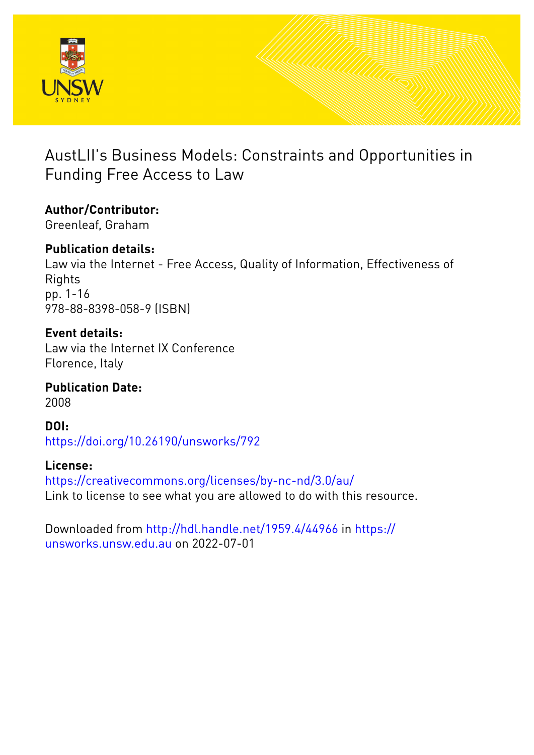# AustLII's Business Models: Constraints and Opportunities in Funding Free Access to Law

**Author/Contributor:**
Greenleaf, Graham

**Publication details:**
Law via the Internet - Free Access, Quality of Information, Effectiveness of Rights
pp. 1-16
978-88-8398-058-9 (ISBN)

**Event details:**
Law via the Internet IX Conference
Florence, Italy

**Publication Date:**
2008

**DOI:**
https://doi.org/10.26190/unsworks/792

**License:**
https://creativecommons.org/licenses/by-nc-nd/3.0/au/
Link to license to see what you are allowed to do with this resource.

Downloaded from http://hdl.handle.net/1959.4/44966 in https://unsworks.unsw.edu.au on 2022-07-01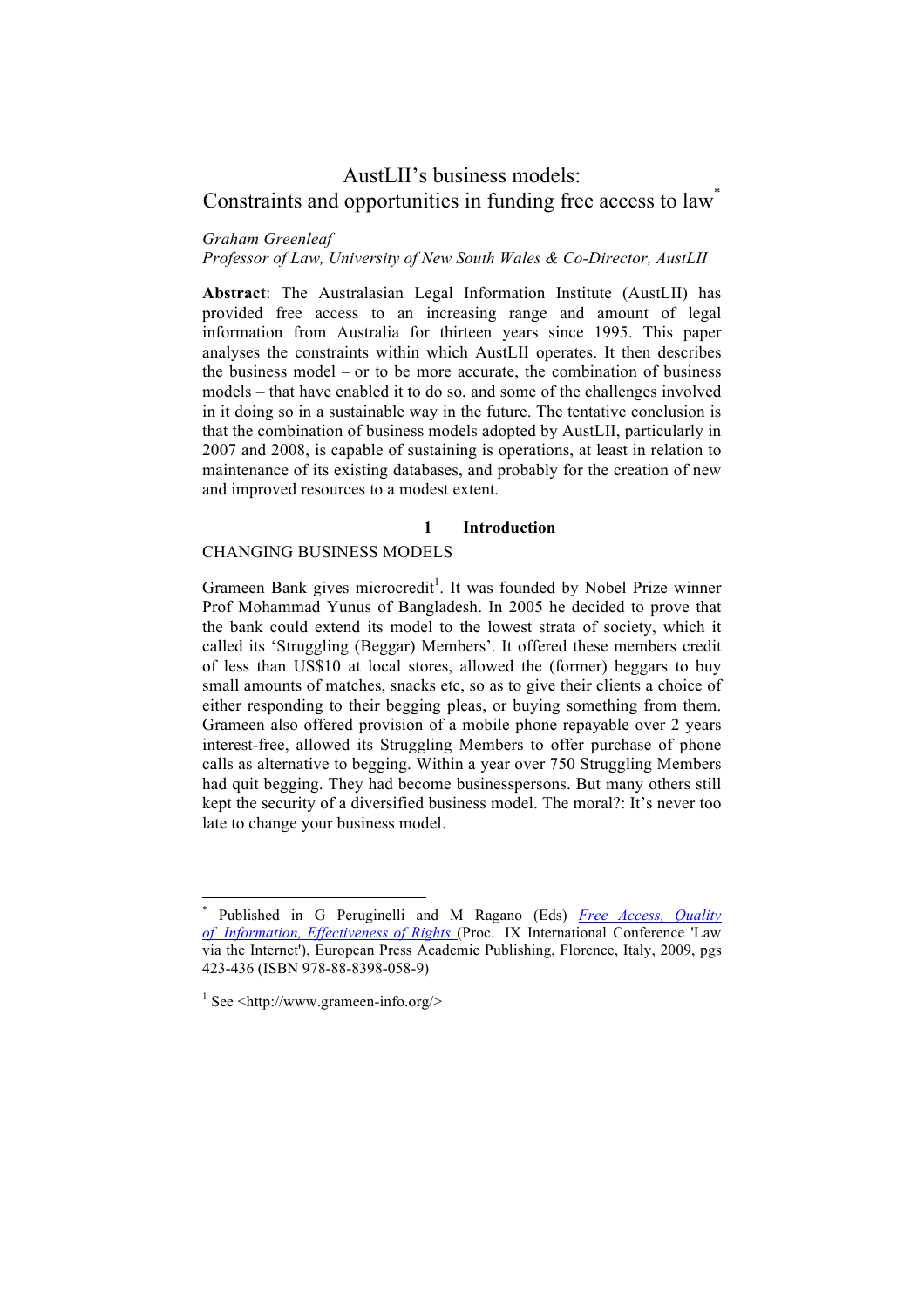# AustLII's business models: Constraints and opportunities in funding free access to law[*]

*Graham Greenleaf*
*Professor of Law, University of New South Wales & Co-Director, AustLII*

**Abstract**: The Australasian Legal Information Institute (AustLII) has provided free access to an increasing range and amount of legal information from Australia for thirteen years since 1995. This paper analyses the constraints within which AustLII operates. It then describes the business model – or to be more accurate, the combination of business models – that have enabled it to do so, and some of the challenges involved in it doing so in a sustainable way in the future. The tentative conclusion is that the combination of business models adopted by AustLII, particularly in 2007 and 2008, is capable of sustaining is operations, at least in relation to maintenance of its existing databases, and probably for the creation of new and improved resources to a modest extent.

## 1 Introduction

CHANGING BUSINESS MODELS

Grameen Bank gives microcredit[1]. It was founded by Nobel Prize winner Prof Mohammad Yunus of Bangladesh. In 2005 he decided to prove that the bank could extend its model to the lowest strata of society, which it called its 'Struggling (Beggar) Members'. It offered these members credit of less than US$10 at local stores, allowed the (former) beggars to buy small amounts of matches, snacks etc, so as to give their clients a choice of either responding to their begging pleas, or buying something from them. Grameen also offered provision of a mobile phone repayable over 2 years interest-free, allowed its Struggling Members to offer purchase of phone calls as alternative to begging. Within a year over 750 Struggling Members had quit begging. They had become businesspersons. But many others still kept the security of a diversified business model. The moral?: It's never too late to change your business model.

---

[*] Published in G Peruginelli and M Ragano (Eds) *Free Access, Quality of Information, Effectiveness of Rights* (Proc. IX International Conference 'Law via the Internet'), European Press Academic Publishing, Florence, Italy, 2009, pgs 423-436 (ISBN 978-88-8398-058-9)

[1] See <http://www.grameen-info.org/>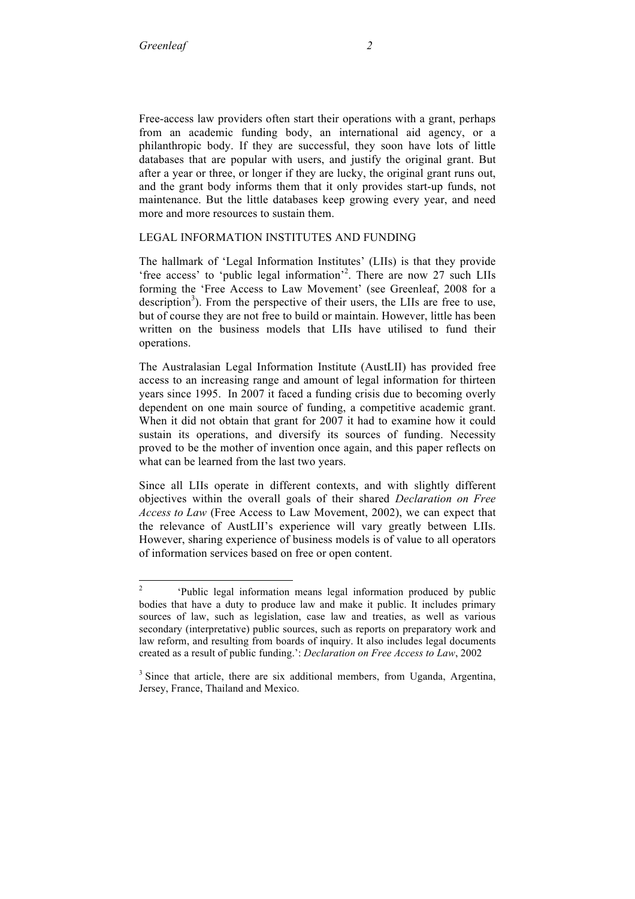Free-access law providers often start their operations with a grant, perhaps from an academic funding body, an international aid agency, or a philanthropic body. If they are successful, they soon have lots of little databases that are popular with users, and justify the original grant. But after a year or three, or longer if they are lucky, the original grant runs out, and the grant body informs them that it only provides start-up funds, not maintenance. But the little databases keep growing every year, and need more and more resources to sustain them.

## LEGAL INFORMATION INSTITUTES AND FUNDING

The hallmark of 'Legal Information Institutes' (LIIs) is that they provide 'free access' to 'public legal information'[2]. There are now 27 such LIIs forming the 'Free Access to Law Movement' (see Greenleaf, 2008 for a description[3]). From the perspective of their users, the LIIs are free to use, but of course they are not free to build or maintain. However, little has been written on the business models that LIIs have utilised to fund their operations.

The Australasian Legal Information Institute (AustLII) has provided free access to an increasing range and amount of legal information for thirteen years since 1995. In 2007 it faced a funding crisis due to becoming overly dependent on one main source of funding, a competitive academic grant. When it did not obtain that grant for 2007 it had to examine how it could sustain its operations, and diversify its sources of funding. Necessity proved to be the mother of invention once again, and this paper reflects on what can be learned from the last two years.

Since all LIIs operate in different contexts, and with slightly different objectives within the overall goals of their shared *Declaration on Free Access to Law* (Free Access to Law Movement, 2002), we can expect that the relevance of AustLII's experience will vary greatly between LIIs. However, sharing experience of business models is of value to all operators of information services based on free or open content.

---

[2] 'Public legal information means legal information produced by public bodies that have a duty to produce law and make it public. It includes primary sources of law, such as legislation, case law and treaties, as well as various secondary (interpretative) public sources, such as reports on preparatory work and law reform, and resulting from boards of inquiry. It also includes legal documents created as a result of public funding.': *Declaration on Free Access to Law*, 2002

[3] Since that article, there are six additional members, from Uganda, Argentina, Jersey, France, Thailand and Mexico.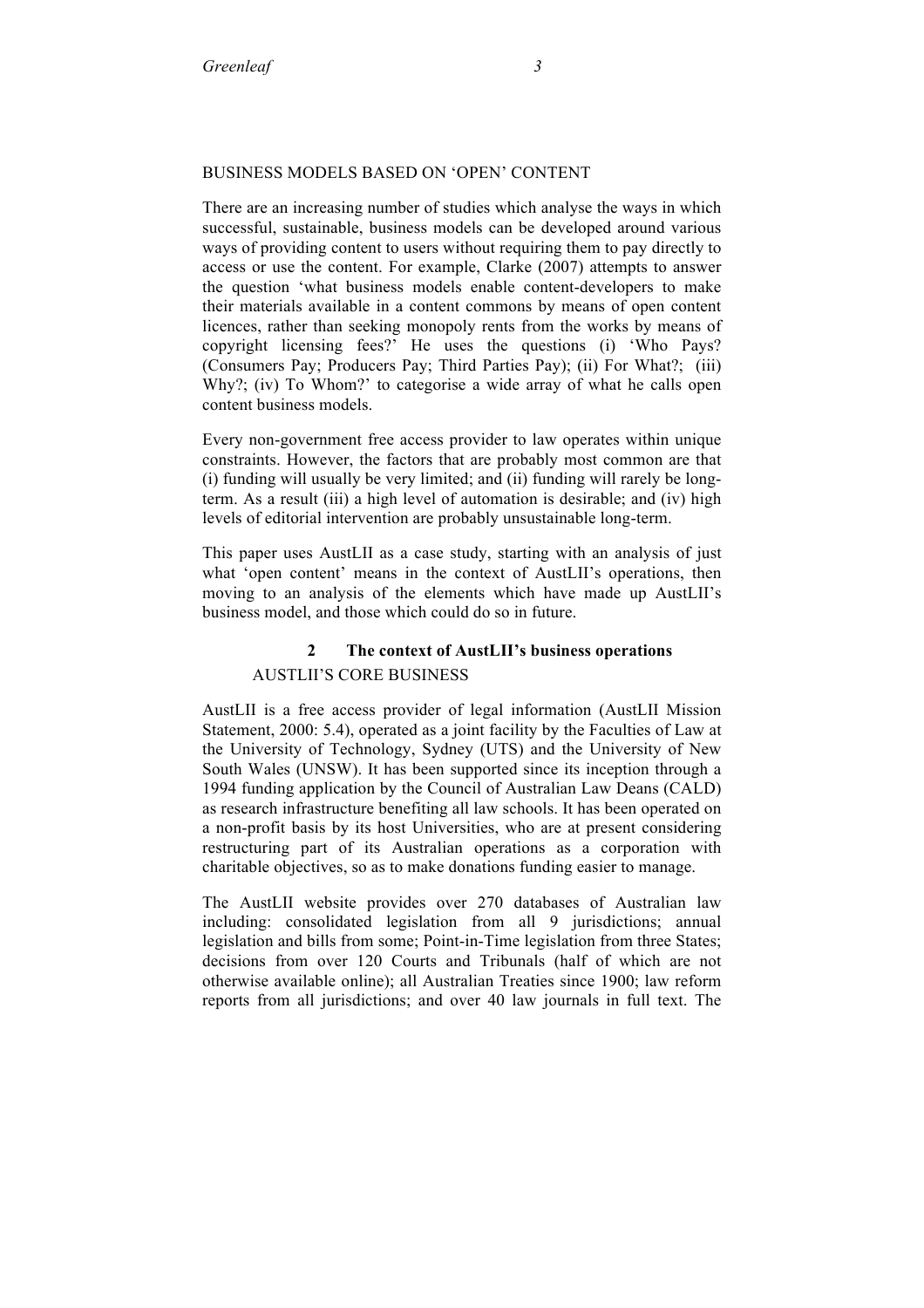### BUSINESS MODELS BASED ON 'OPEN' CONTENT

There are an increasing number of studies which analyse the ways in which successful, sustainable, business models can be developed around various ways of providing content to users without requiring them to pay directly to access or use the content. For example, Clarke (2007) attempts to answer the question 'what business models enable content-developers to make their materials available in a content commons by means of open content licences, rather than seeking monopoly rents from the works by means of copyright licensing fees?' He uses the questions (i) 'Who Pays? (Consumers Pay; Producers Pay; Third Parties Pay); (ii) For What?; (iii) Why?; (iv) To Whom?' to categorise a wide array of what he calls open content business models.

Every non-government free access provider to law operates within unique constraints. However, the factors that are probably most common are that (i) funding will usually be very limited; and (ii) funding will rarely be long-term. As a result (iii) a high level of automation is desirable; and (iv) high levels of editorial intervention are probably unsustainable long-term.

This paper uses AustLII as a case study, starting with an analysis of just what 'open content' means in the context of AustLII's operations, then moving to an analysis of the elements which have made up AustLII's business model, and those which could do so in future.

## 2 The context of AustLII's business operations

### AUSTLII'S CORE BUSINESS

AustLII is a free access provider of legal information (AustLII Mission Statement, 2000: 5.4), operated as a joint facility by the Faculties of Law at the University of Technology, Sydney (UTS) and the University of New South Wales (UNSW). It has been supported since its inception through a 1994 funding application by the Council of Australian Law Deans (CALD) as research infrastructure benefiting all law schools. It has been operated on a non-profit basis by its host Universities, who are at present considering restructuring part of its Australian operations as a corporation with charitable objectives, so as to make donations funding easier to manage.

The AustLII website provides over 270 databases of Australian law including: consolidated legislation from all 9 jurisdictions; annual legislation and bills from some; Point-in-Time legislation from three States; decisions from over 120 Courts and Tribunals (half of which are not otherwise available online); all Australian Treaties since 1900; law reform reports from all jurisdictions; and over 40 law journals in full text. The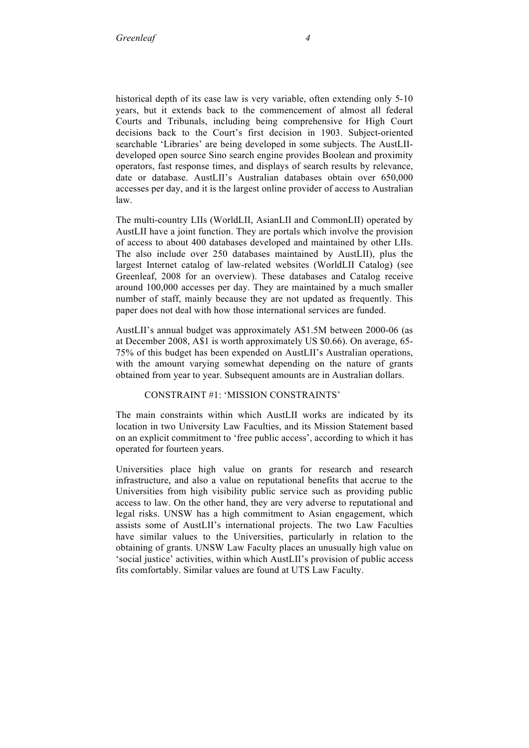historical depth of its case law is very variable, often extending only 5-10 years, but it extends back to the commencement of almost all federal Courts and Tribunals, including being comprehensive for High Court decisions back to the Court's first decision in 1903. Subject-oriented searchable 'Libraries' are being developed in some subjects. The AustLII-developed open source Sino search engine provides Boolean and proximity operators, fast response times, and displays of search results by relevance, date or database. AustLII's Australian databases obtain over 650,000 accesses per day, and it is the largest online provider of access to Australian law.

The multi-country LIIs (WorldLII, AsianLII and CommonLII) operated by AustLII have a joint function. They are portals which involve the provision of access to about 400 databases developed and maintained by other LIIs. The also include over 250 databases maintained by AustLII), plus the largest Internet catalog of law-related websites (WorldLII Catalog) (see Greenleaf, 2008 for an overview). These databases and Catalog receive around 100,000 accesses per day. They are maintained by a much smaller number of staff, mainly because they are not updated as frequently. This paper does not deal with how those international services are funded.

AustLII's annual budget was approximately A$1.5M between 2000-06 (as at December 2008, A$1 is worth approximately US $0.66). On average, 65-75% of this budget has been expended on AustLII's Australian operations, with the amount varying somewhat depending on the nature of grants obtained from year to year. Subsequent amounts are in Australian dollars.

## CONSTRAINT #1: 'MISSION CONSTRAINTS'

The main constraints within which AustLII works are indicated by its location in two University Law Faculties, and its Mission Statement based on an explicit commitment to 'free public access', according to which it has operated for fourteen years.

Universities place high value on grants for research and research infrastructure, and also a value on reputational benefits that accrue to the Universities from high visibility public service such as providing public access to law. On the other hand, they are very adverse to reputational and legal risks. UNSW has a high commitment to Asian engagement, which assists some of AustLII's international projects. The two Law Faculties have similar values to the Universities, particularly in relation to the obtaining of grants. UNSW Law Faculty places an unusually high value on 'social justice' activities, within which AustLII's provision of public access fits comfortably. Similar values are found at UTS Law Faculty.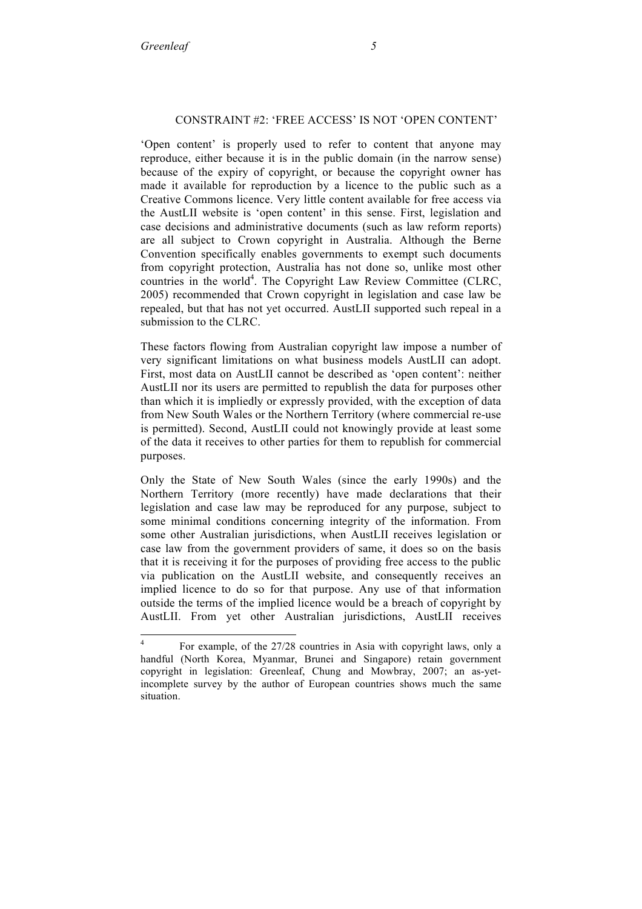## CONSTRAINT #2: 'FREE ACCESS' IS NOT 'OPEN CONTENT'

'Open content' is properly used to refer to content that anyone may reproduce, either because it is in the public domain (in the narrow sense) because of the expiry of copyright, or because the copyright owner has made it available for reproduction by a licence to the public such as a Creative Commons licence. Very little content available for free access via the AustLII website is 'open content' in this sense. First, legislation and case decisions and administrative documents (such as law reform reports) are all subject to Crown copyright in Australia. Although the Berne Convention specifically enables governments to exempt such documents from copyright protection, Australia has not done so, unlike most other countries in the world[4]. The Copyright Law Review Committee (CLRC, 2005) recommended that Crown copyright in legislation and case law be repealed, but that has not yet occurred. AustLII supported such repeal in a submission to the CLRC.

These factors flowing from Australian copyright law impose a number of very significant limitations on what business models AustLII can adopt. First, most data on AustLII cannot be described as 'open content': neither AustLII nor its users are permitted to republish the data for purposes other than which it is impliedly or expressly provided, with the exception of data from New South Wales or the Northern Territory (where commercial re-use is permitted). Second, AustLII could not knowingly provide at least some of the data it receives to other parties for them to republish for commercial purposes.

Only the State of New South Wales (since the early 1990s) and the Northern Territory (more recently) have made declarations that their legislation and case law may be reproduced for any purpose, subject to some minimal conditions concerning integrity of the information. From some other Australian jurisdictions, when AustLII receives legislation or case law from the government providers of same, it does so on the basis that it is receiving it for the purposes of providing free access to the public via publication on the AustLII website, and consequently receives an implied licence to do so for that purpose. Any use of that information outside the terms of the implied licence would be a breach of copyright by AustLII. From yet other Australian jurisdictions, AustLII receives

---

[4] For example, of the 27/28 countries in Asia with copyright laws, only a handful (North Korea, Myanmar, Brunei and Singapore) retain government copyright in legislation: Greenleaf, Chung and Mowbray, 2007; an as-yet-incomplete survey by the author of European countries shows much the same situation.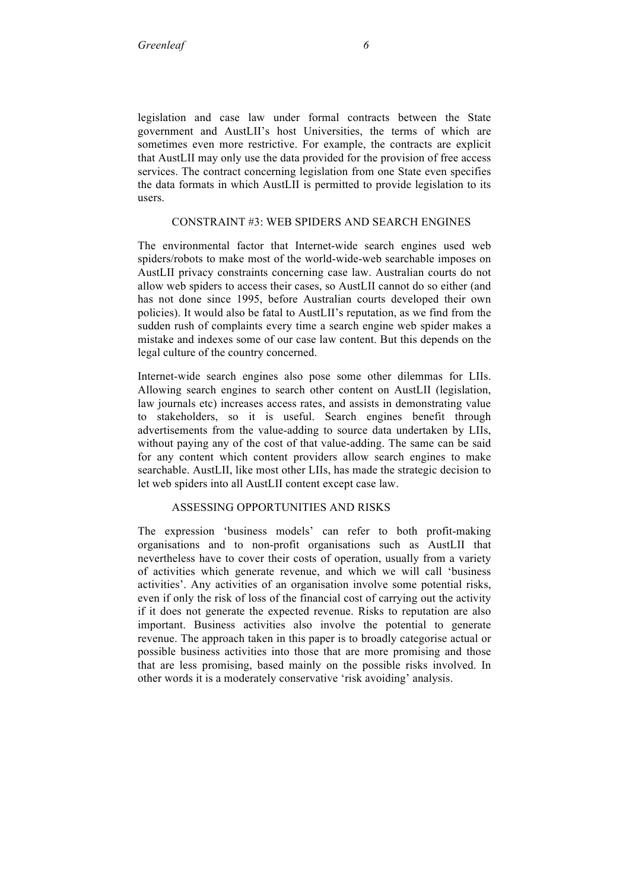legislation and case law under formal contracts between the State government and AustLII's host Universities, the terms of which are sometimes even more restrictive. For example, the contracts are explicit that AustLII may only use the data provided for the provision of free access services. The contract concerning legislation from one State even specifies the data formats in which AustLII is permitted to provide legislation to its users.

## CONSTRAINT #3: WEB SPIDERS AND SEARCH ENGINES

The environmental factor that Internet-wide search engines used web spiders/robots to make most of the world-wide-web searchable imposes on AustLII privacy constraints concerning case law. Australian courts do not allow web spiders to access their cases, so AustLII cannot do so either (and has not done since 1995, before Australian courts developed their own policies). It would also be fatal to AustLII's reputation, as we find from the sudden rush of complaints every time a search engine web spider makes a mistake and indexes some of our case law content. But this depends on the legal culture of the country concerned.

Internet-wide search engines also pose some other dilemmas for LIIs. Allowing search engines to search other content on AustLII (legislation, law journals etc) increases access rates, and assists in demonstrating value to stakeholders, so it is useful. Search engines benefit through advertisements from the value-adding to source data undertaken by LIIs, without paying any of the cost of that value-adding. The same can be said for any content which content providers allow search engines to make searchable. AustLII, like most other LIIs, has made the strategic decision to let web spiders into all AustLII content except case law.

## ASSESSING OPPORTUNITIES AND RISKS

The expression 'business models' can refer to both profit-making organisations and to non-profit organisations such as AustLII that nevertheless have to cover their costs of operation, usually from a variety of activities which generate revenue, and which we will call 'business activities'. Any activities of an organisation involve some potential risks, even if only the risk of loss of the financial cost of carrying out the activity if it does not generate the expected revenue. Risks to reputation are also important. Business activities also involve the potential to generate revenue. The approach taken in this paper is to broadly categorise actual or possible business activities into those that are more promising and those that are less promising, based mainly on the possible risks involved. In other words it is a moderately conservative 'risk avoiding' analysis.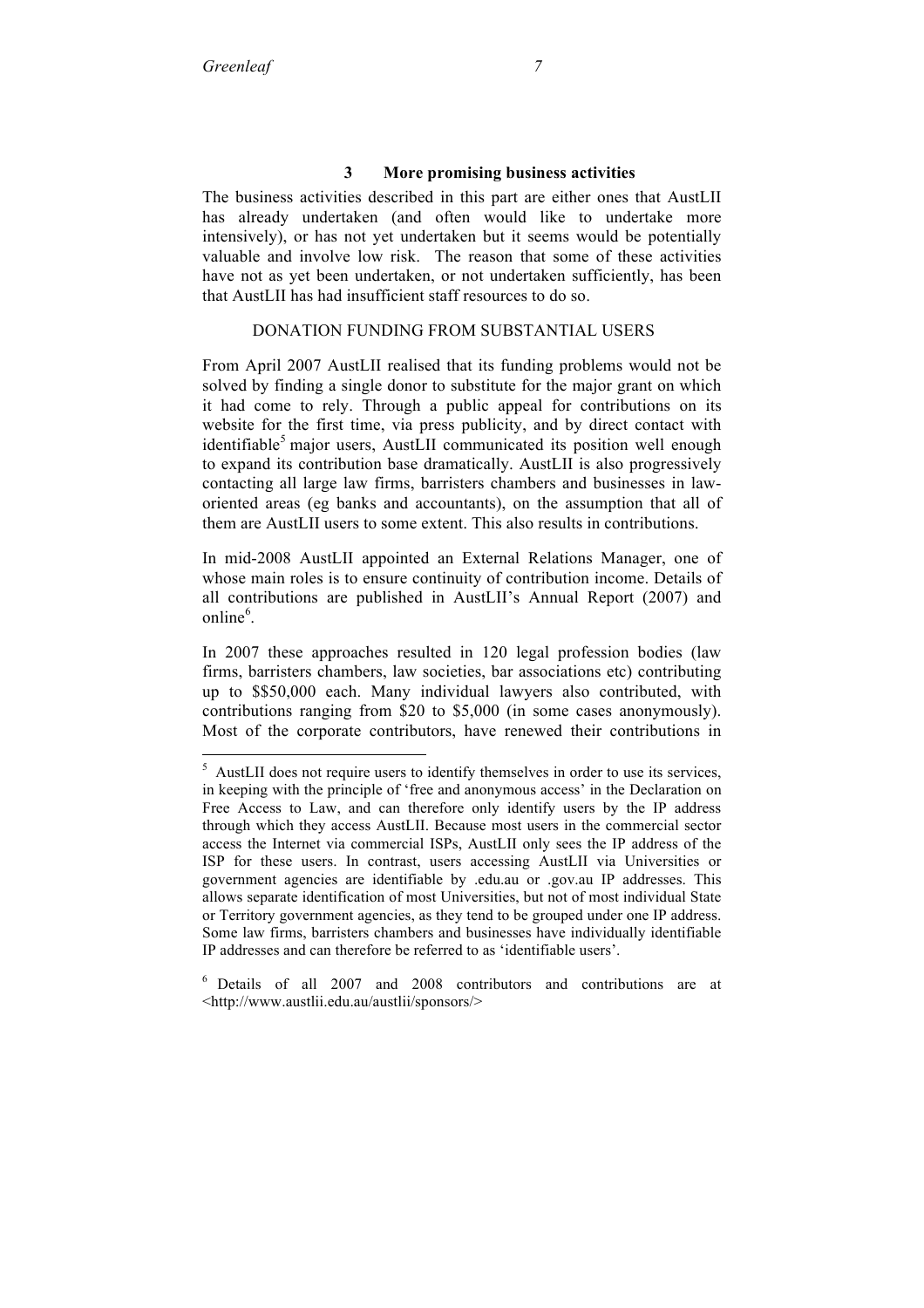## 3 More promising business activities

The business activities described in this part are either ones that AustLII has already undertaken (and often would like to undertake more intensively), or has not yet undertaken but it seems would be potentially valuable and involve low risk. The reason that some of these activities have not as yet been undertaken, or not undertaken sufficiently, has been that AustLII has had insufficient staff resources to do so.

### DONATION FUNDING FROM SUBSTANTIAL USERS

From April 2007 AustLII realised that its funding problems would not be solved by finding a single donor to substitute for the major grant on which it had come to rely. Through a public appeal for contributions on its website for the first time, via press publicity, and by direct contact with identifiable[5] major users, AustLII communicated its position well enough to expand its contribution base dramatically. AustLII is also progressively contacting all large law firms, barristers chambers and businesses in law-oriented areas (eg banks and accountants), on the assumption that all of them are AustLII users to some extent. This also results in contributions.

In mid-2008 AustLII appointed an External Relations Manager, one of whose main roles is to ensure continuity of contribution income. Details of all contributions are published in AustLII's Annual Report (2007) and online[6].

In 2007 these approaches resulted in 120 legal profession bodies (law firms, barristers chambers, law societies, bar associations etc) contributing up to $$50,000 each. Many individual lawyers also contributed, with contributions ranging from $20 to $5,000 (in some cases anonymously). Most of the corporate contributors, have renewed their contributions in

---

[5] AustLII does not require users to identify themselves in order to use its services, in keeping with the principle of 'free and anonymous access' in the Declaration on Free Access to Law, and can therefore only identify users by the IP address through which they access AustLII. Because most users in the commercial sector access the Internet via commercial ISPs, AustLII only sees the IP address of the ISP for these users. In contrast, users accessing AustLII via Universities or government agencies are identifiable by .edu.au or .gov.au IP addresses. This allows separate identification of most Universities, but not of most individual State or Territory government agencies, as they tend to be grouped under one IP address. Some law firms, barristers chambers and businesses have individually identifiable IP addresses and can therefore be referred to as 'identifiable users'.

[6] Details of all 2007 and 2008 contributors and contributions are at <http://www.austlii.edu.au/austlii/sponsors/>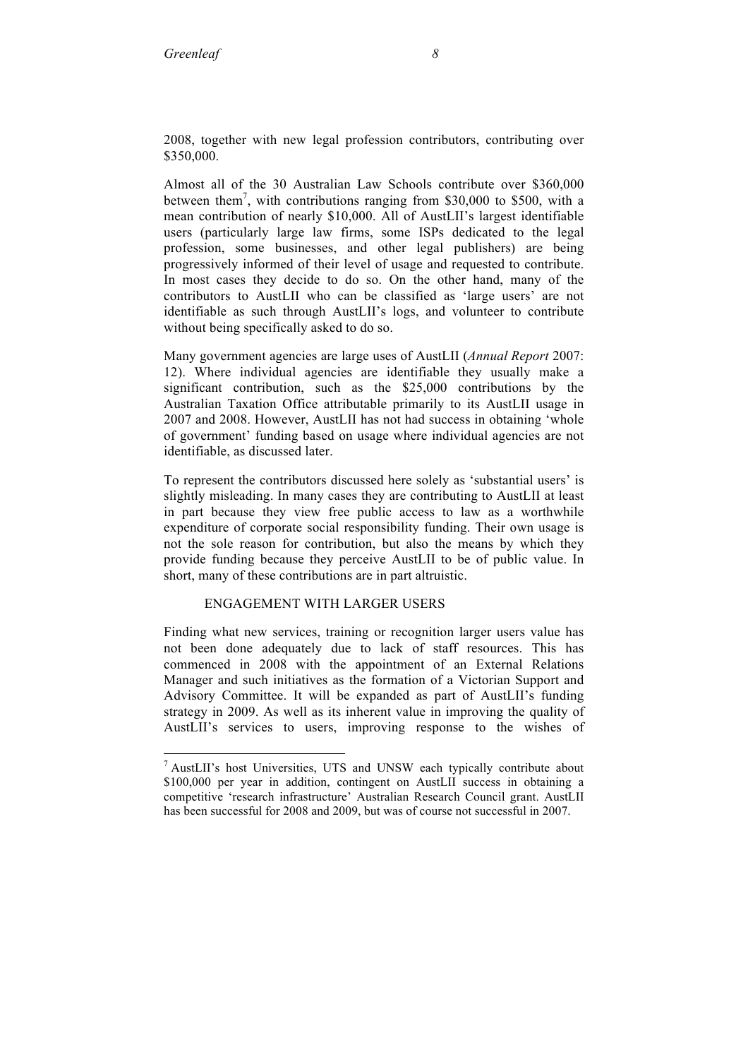2008, together with new legal profession contributors, contributing over $350,000.

Almost all of the 30 Australian Law Schools contribute over $360,000 between them[7], with contributions ranging from $30,000 to $500, with a mean contribution of nearly $10,000. All of AustLII's largest identifiable users (particularly large law firms, some ISPs dedicated to the legal profession, some businesses, and other legal publishers) are being progressively informed of their level of usage and requested to contribute. In most cases they decide to do so. On the other hand, many of the contributors to AustLII who can be classified as 'large users' are not identifiable as such through AustLII's logs, and volunteer to contribute without being specifically asked to do so.

Many government agencies are large uses of AustLII (*Annual Report* 2007: 12). Where individual agencies are identifiable they usually make a significant contribution, such as the $25,000 contributions by the Australian Taxation Office attributable primarily to its AustLII usage in 2007 and 2008. However, AustLII has not had success in obtaining 'whole of government' funding based on usage where individual agencies are not identifiable, as discussed later.

To represent the contributors discussed here solely as 'substantial users' is slightly misleading. In many cases they are contributing to AustLII at least in part because they view free public access to law as a worthwhile expenditure of corporate social responsibility funding. Their own usage is not the sole reason for contribution, but also the means by which they provide funding because they perceive AustLII to be of public value. In short, many of these contributions are in part altruistic.

### ENGAGEMENT WITH LARGER USERS

Finding what new services, training or recognition larger users value has not been done adequately due to lack of staff resources. This has commenced in 2008 with the appointment of an External Relations Manager and such initiatives as the formation of a Victorian Support and Advisory Committee. It will be expanded as part of AustLII's funding strategy in 2009. As well as its inherent value in improving the quality of AustLII's services to users, improving response to the wishes of

---

[7] AustLII's host Universities, UTS and UNSW each typically contribute about $100,000 per year in addition, contingent on AustLII success in obtaining a competitive 'research infrastructure' Australian Research Council grant. AustLII has been successful for 2008 and 2009, but was of course not successful in 2007.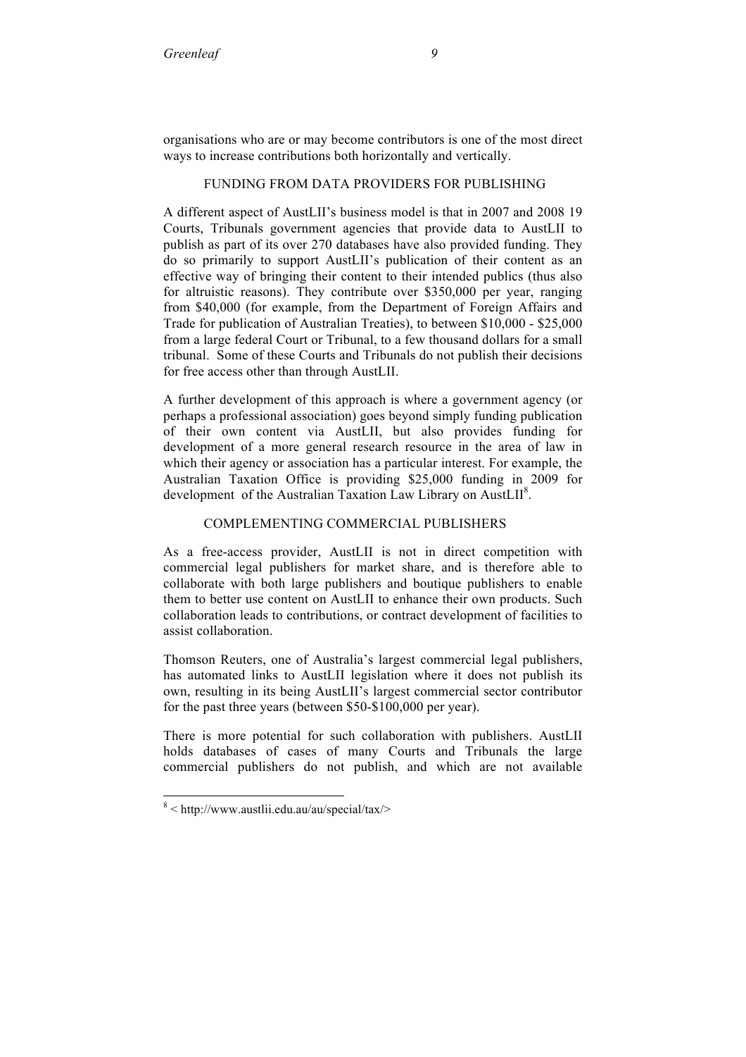organisations who are or may become contributors is one of the most direct ways to increase contributions both horizontally and vertically.

## FUNDING FROM DATA PROVIDERS FOR PUBLISHING

A different aspect of AustLII's business model is that in 2007 and 2008 19 Courts, Tribunals government agencies that provide data to AustLII to publish as part of its over 270 databases have also provided funding. They do so primarily to support AustLII's publication of their content as an effective way of bringing their content to their intended publics (thus also for altruistic reasons). They contribute over $350,000 per year, ranging from $40,000 (for example, from the Department of Foreign Affairs and Trade for publication of Australian Treaties), to between $10,000 - $25,000 from a large federal Court or Tribunal, to a few thousand dollars for a small tribunal. Some of these Courts and Tribunals do not publish their decisions for free access other than through AustLII.

A further development of this approach is where a government agency (or perhaps a professional association) goes beyond simply funding publication of their own content via AustLII, but also provides funding for development of a more general research resource in the area of law in which their agency or association has a particular interest. For example, the Australian Taxation Office is providing $25,000 funding in 2009 for development of the Australian Taxation Law Library on AustLII[8].

## COMPLEMENTING COMMERCIAL PUBLISHERS

As a free-access provider, AustLII is not in direct competition with commercial legal publishers for market share, and is therefore able to collaborate with both large publishers and boutique publishers to enable them to better use content on AustLII to enhance their own products. Such collaboration leads to contributions, or contract development of facilities to assist collaboration.

Thomson Reuters, one of Australia's largest commercial legal publishers, has automated links to AustLII legislation where it does not publish its own, resulting in its being AustLII's largest commercial sector contributor for the past three years (between $50-$100,000 per year).

There is more potential for such collaboration with publishers. AustLII holds databases of cases of many Courts and Tribunals the large commercial publishers do not publish, and which are not available

---

[8] < http://www.austlii.edu.au/au/special/tax/>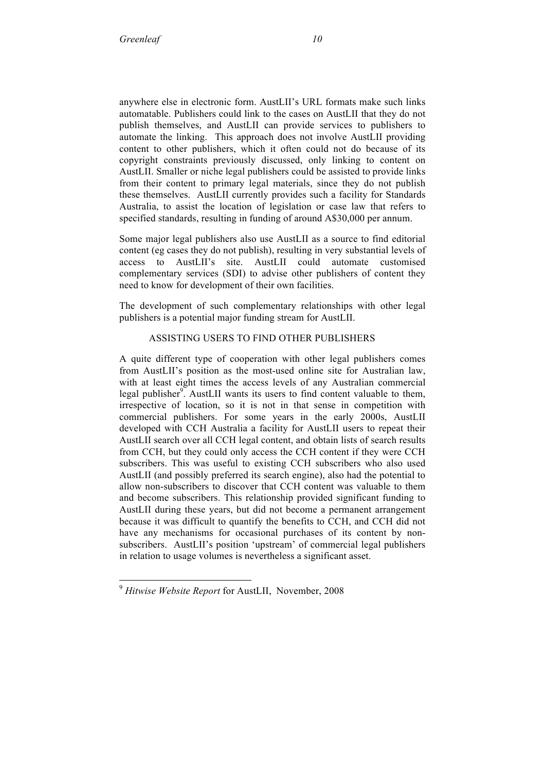anywhere else in electronic form. AustLII's URL formats make such links automatable. Publishers could link to the cases on AustLII that they do not publish themselves, and AustLII can provide services to publishers to automate the linking. This approach does not involve AustLII providing content to other publishers, which it often could not do because of its copyright constraints previously discussed, only linking to content on AustLII. Smaller or niche legal publishers could be assisted to provide links from their content to primary legal materials, since they do not publish these themselves. AustLII currently provides such a facility for Standards Australia, to assist the location of legislation or case law that refers to specified standards, resulting in funding of around A$30,000 per annum.

Some major legal publishers also use AustLII as a source to find editorial content (eg cases they do not publish), resulting in very substantial levels of access to AustLII's site. AustLII could automate customised complementary services (SDI) to advise other publishers of content they need to know for development of their own facilities.

The development of such complementary relationships with other legal publishers is a potential major funding stream for AustLII.

### ASSISTING USERS TO FIND OTHER PUBLISHERS

A quite different type of cooperation with other legal publishers comes from AustLII's position as the most-used online site for Australian law, with at least eight times the access levels of any Australian commercial legal publisher[9]. AustLII wants its users to find content valuable to them, irrespective of location, so it is not in that sense in competition with commercial publishers. For some years in the early 2000s, AustLII developed with CCH Australia a facility for AustLII users to repeat their AustLII search over all CCH legal content, and obtain lists of search results from CCH, but they could only access the CCH content if they were CCH subscribers. This was useful to existing CCH subscribers who also used AustLII (and possibly preferred its search engine), also had the potential to allow non-subscribers to discover that CCH content was valuable to them and become subscribers. This relationship provided significant funding to AustLII during these years, but did not become a permanent arrangement because it was difficult to quantify the benefits to CCH, and CCH did not have any mechanisms for occasional purchases of its content by non-subscribers. AustLII's position 'upstream' of commercial legal publishers in relation to usage volumes is nevertheless a significant asset.

---

[9] *Hitwise Website Report* for AustLII, November, 2008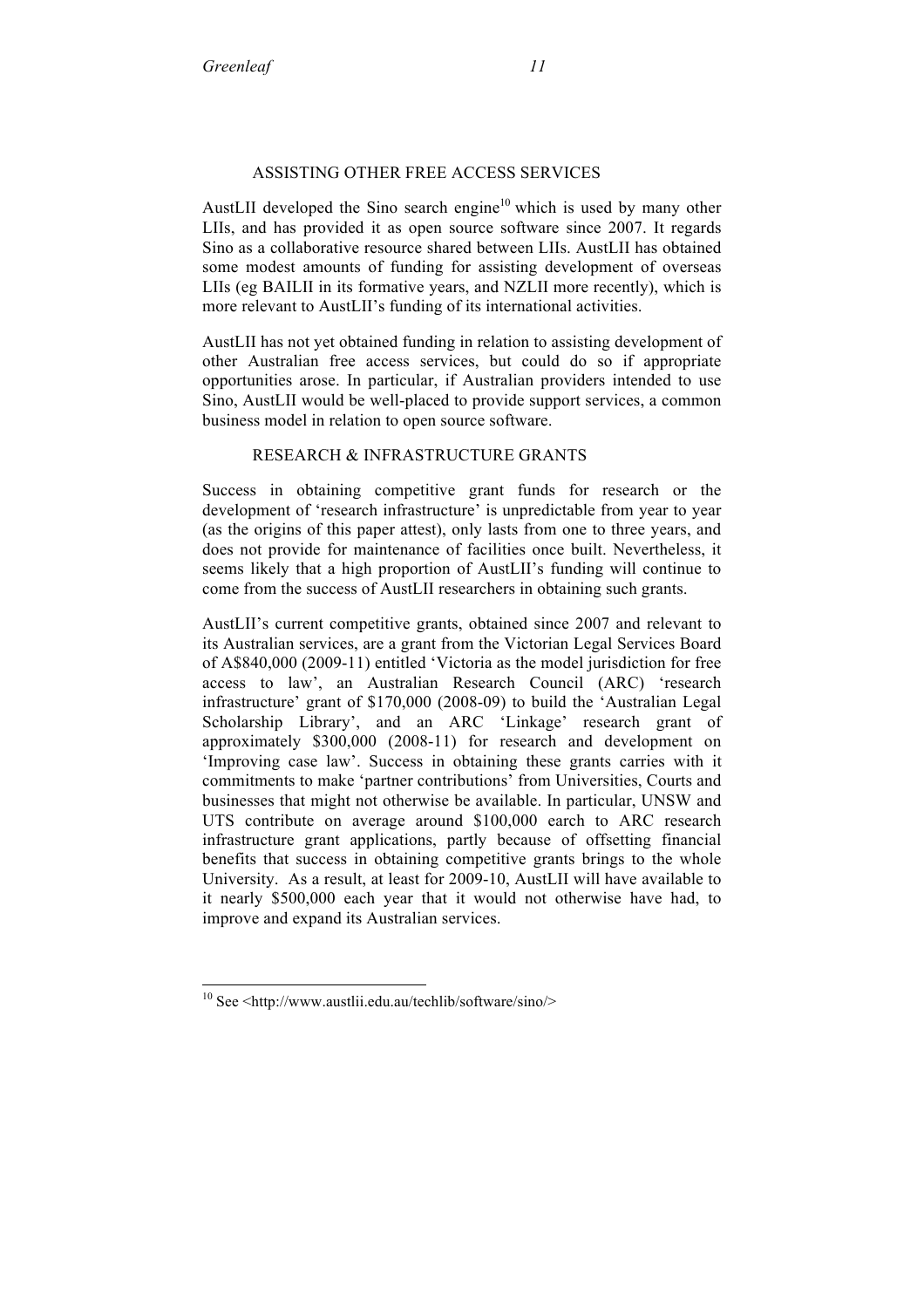## ASSISTING OTHER FREE ACCESS SERVICES

AustLII developed the Sino search engine[10] which is used by many other LIIs, and has provided it as open source software since 2007. It regards Sino as a collaborative resource shared between LIIs. AustLII has obtained some modest amounts of funding for assisting development of overseas LIIs (eg BAILII in its formative years, and NZLII more recently), which is more relevant to AustLII's funding of its international activities.

AustLII has not yet obtained funding in relation to assisting development of other Australian free access services, but could do so if appropriate opportunities arose. In particular, if Australian providers intended to use Sino, AustLII would be well-placed to provide support services, a common business model in relation to open source software.

## RESEARCH & INFRASTRUCTURE GRANTS

Success in obtaining competitive grant funds for research or the development of 'research infrastructure' is unpredictable from year to year (as the origins of this paper attest), only lasts from one to three years, and does not provide for maintenance of facilities once built. Nevertheless, it seems likely that a high proportion of AustLII's funding will continue to come from the success of AustLII researchers in obtaining such grants.

AustLII's current competitive grants, obtained since 2007 and relevant to its Australian services, are a grant from the Victorian Legal Services Board of A$840,000 (2009-11) entitled 'Victoria as the model jurisdiction for free access to law', an Australian Research Council (ARC) 'research infrastructure' grant of $170,000 (2008-09) to build the 'Australian Legal Scholarship Library', and an ARC 'Linkage' research grant of approximately $300,000 (2008-11) for research and development on 'Improving case law'. Success in obtaining these grants carries with it commitments to make 'partner contributions' from Universities, Courts and businesses that might not otherwise be available. In particular, UNSW and UTS contribute on average around $100,000 each to ARC research infrastructure grant applications, partly because of offsetting financial benefits that success in obtaining competitive grants brings to the whole University. As a result, at least for 2009-10, AustLII will have available to it nearly $500,000 each year that it would not otherwise have had, to improve and expand its Australian services.

---

[10] See <http://www.austlii.edu.au/techlib/software/sino/>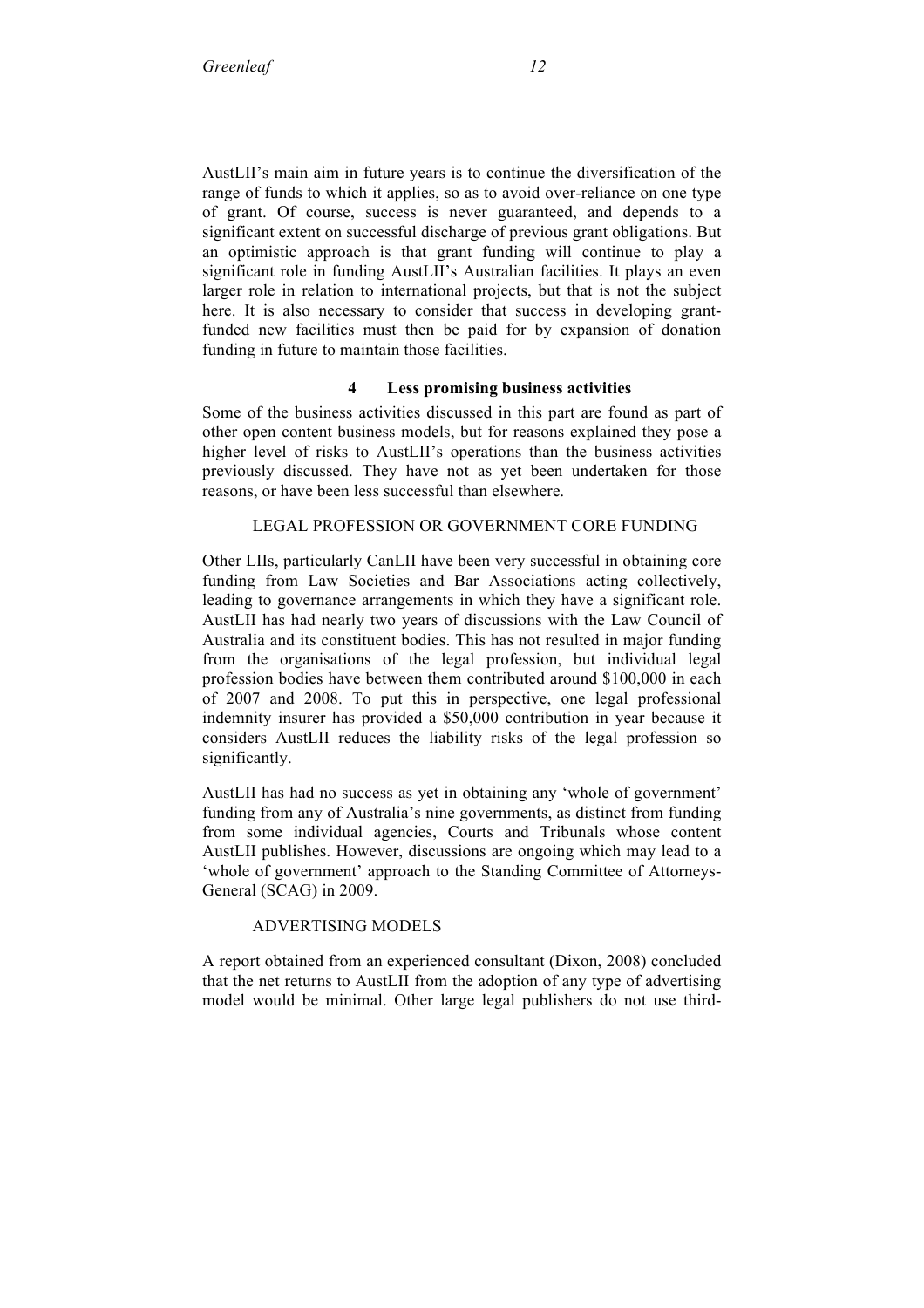AustLII's main aim in future years is to continue the diversification of the range of funds to which it applies, so as to avoid over-reliance on one type of grant. Of course, success is never guaranteed, and depends to a significant extent on successful discharge of previous grant obligations. But an optimistic approach is that grant funding will continue to play a significant role in funding AustLII's Australian facilities. It plays an even larger role in relation to international projects, but that is not the subject here. It is also necessary to consider that success in developing grant-funded new facilities must then be paid for by expansion of donation funding in future to maintain those facilities.

## 4 Less promising business activities

Some of the business activities discussed in this part are found as part of other open content business models, but for reasons explained they pose a higher level of risks to AustLII's operations than the business activities previously discussed. They have not as yet been undertaken for those reasons, or have been less successful than elsewhere.

### LEGAL PROFESSION OR GOVERNMENT CORE FUNDING

Other LIIs, particularly CanLII have been very successful in obtaining core funding from Law Societies and Bar Associations acting collectively, leading to governance arrangements in which they have a significant role. AustLII has had nearly two years of discussions with the Law Council of Australia and its constituent bodies. This has not resulted in major funding from the organisations of the legal profession, but individual legal profession bodies have between them contributed around $100,000 in each of 2007 and 2008. To put this in perspective, one legal professional indemnity insurer has provided a $50,000 contribution in year because it considers AustLII reduces the liability risks of the legal profession so significantly.

AustLII has had no success as yet in obtaining any 'whole of government' funding from any of Australia's nine governments, as distinct from funding from some individual agencies, Courts and Tribunals whose content AustLII publishes. However, discussions are ongoing which may lead to a 'whole of government' approach to the Standing Committee of Attorneys-General (SCAG) in 2009.

### ADVERTISING MODELS

A report obtained from an experienced consultant (Dixon, 2008) concluded that the net returns to AustLII from the adoption of any type of advertising model would be minimal. Other large legal publishers do not use third-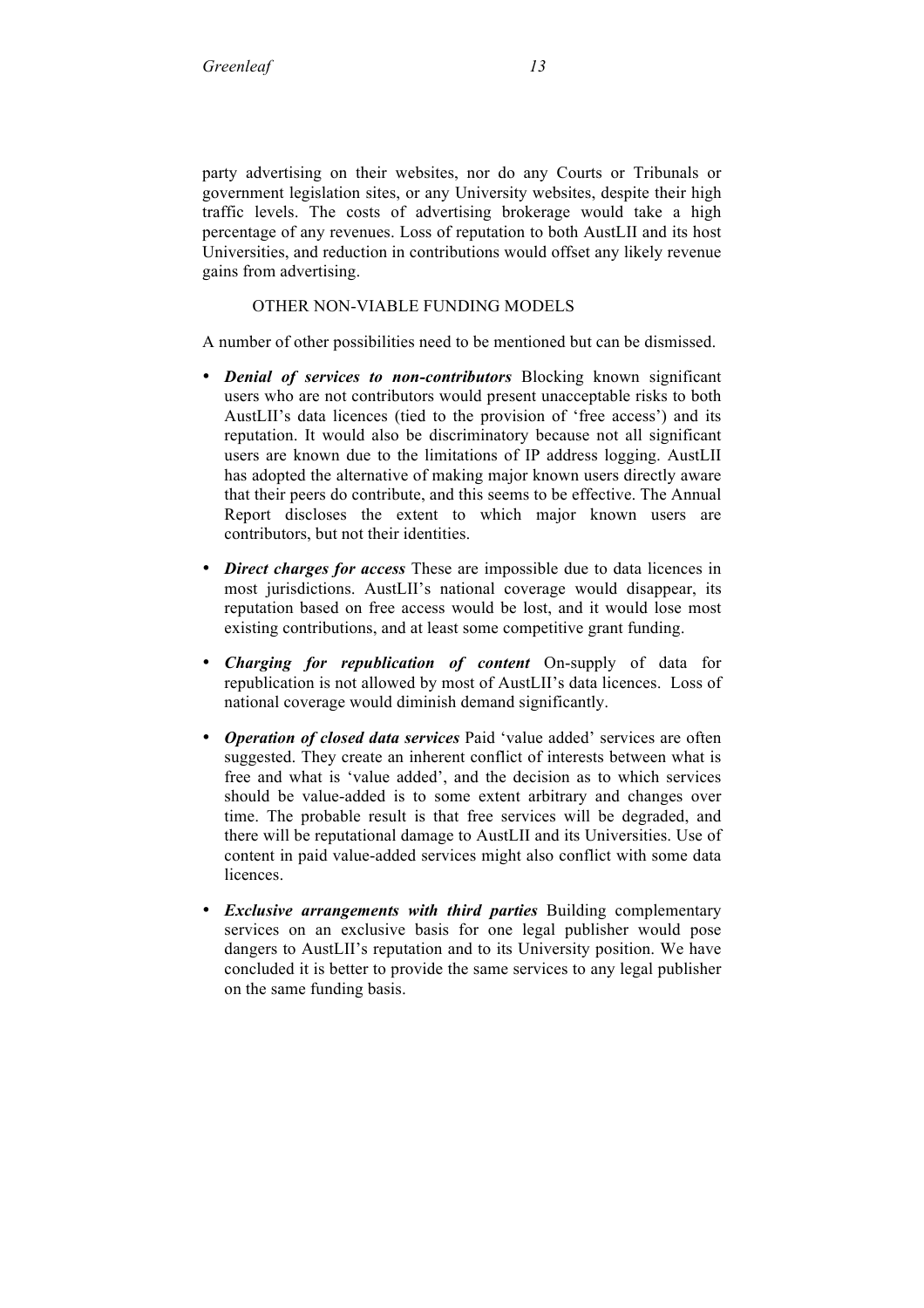party advertising on their websites, nor do any Courts or Tribunals or government legislation sites, or any University websites, despite their high traffic levels. The costs of advertising brokerage would take a high percentage of any revenues. Loss of reputation to both AustLII and its host Universities, and reduction in contributions would offset any likely revenue gains from advertising.

## OTHER NON-VIABLE FUNDING MODELS

A number of other possibilities need to be mentioned but can be dismissed.

- ***Denial of services to non-contributors*** Blocking known significant users who are not contributors would present unacceptable risks to both AustLII's data licences (tied to the provision of 'free access') and its reputation. It would also be discriminatory because not all significant users are known due to the limitations of IP address logging. AustLII has adopted the alternative of making major known users directly aware that their peers do contribute, and this seems to be effective. The Annual Report discloses the extent to which major known users are contributors, but not their identities.

- ***Direct charges for access*** These are impossible due to data licences in most jurisdictions. AustLII's national coverage would disappear, its reputation based on free access would be lost, and it would lose most existing contributions, and at least some competitive grant funding.

- ***Charging for republication of content*** On-supply of data for republication is not allowed by most of AustLII's data licences. Loss of national coverage would diminish demand significantly.

- ***Operation of closed data services*** Paid 'value added' services are often suggested. They create an inherent conflict of interests between what is free and what is 'value added', and the decision as to which services should be value-added is to some extent arbitrary and changes over time. The probable result is that free services will be degraded, and there will be reputational damage to AustLII and its Universities. Use of content in paid value-added services might also conflict with some data licences.

- ***Exclusive arrangements with third parties*** Building complementary services on an exclusive basis for one legal publisher would pose dangers to AustLII's reputation and to its University position. We have concluded it is better to provide the same services to any legal publisher on the same funding basis.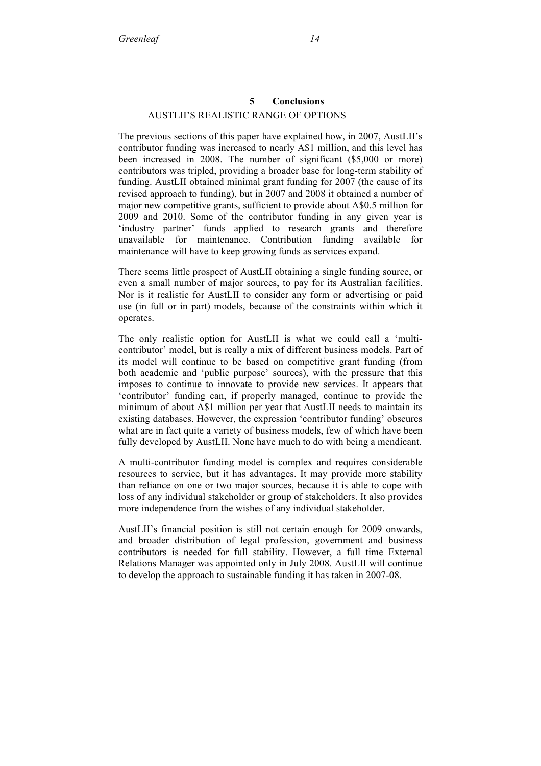## 5 Conclusions

### AUSTLII'S REALISTIC RANGE OF OPTIONS

The previous sections of this paper have explained how, in 2007, AustLII's contributor funding was increased to nearly A$1 million, and this level has been increased in 2008. The number of significant ($5,000 or more) contributors was tripled, providing a broader base for long-term stability of funding. AustLII obtained minimal grant funding for 2007 (the cause of its revised approach to funding), but in 2007 and 2008 it obtained a number of major new competitive grants, sufficient to provide about A$0.5 million for 2009 and 2010. Some of the contributor funding in any given year is 'industry partner' funds applied to research grants and therefore unavailable for maintenance. Contribution funding available for maintenance will have to keep growing funds as services expand.

There seems little prospect of AustLII obtaining a single funding source, or even a small number of major sources, to pay for its Australian facilities. Nor is it realistic for AustLII to consider any form or advertising or paid use (in full or in part) models, because of the constraints within which it operates.

The only realistic option for AustLII is what we could call a 'multi-contributor' model, but is really a mix of different business models. Part of its model will continue to be based on competitive grant funding (from both academic and 'public purpose' sources), with the pressure that this imposes to continue to innovate to provide new services. It appears that 'contributor' funding can, if properly managed, continue to provide the minimum of about A$1 million per year that AustLII needs to maintain its existing databases. However, the expression 'contributor funding' obscures what are in fact quite a variety of business models, few of which have been fully developed by AustLII. None have much to do with being a mendicant.

A multi-contributor funding model is complex and requires considerable resources to service, but it has advantages. It may provide more stability than reliance on one or two major sources, because it is able to cope with loss of any individual stakeholder or group of stakeholders. It also provides more independence from the wishes of any individual stakeholder.

AustLII's financial position is still not certain enough for 2009 onwards, and broader distribution of legal profession, government and business contributors is needed for full stability. However, a full time External Relations Manager was appointed only in July 2008. AustLII will continue to develop the approach to sustainable funding it has taken in 2007-08.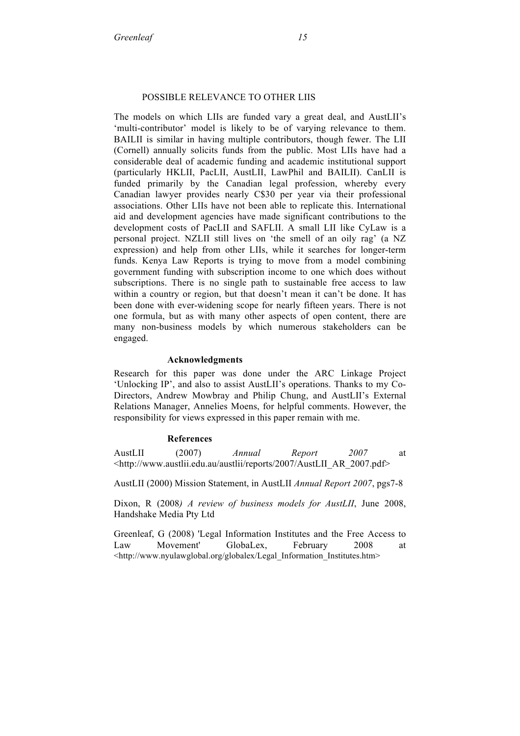## POSSIBLE RELEVANCE TO OTHER LIIS

The models on which LIIs are funded vary a great deal, and AustLII's 'multi-contributor' model is likely to be of varying relevance to them. BAILII is similar in having multiple contributors, though fewer. The LII (Cornell) annually solicits funds from the public. Most LIIs have had a considerable deal of academic funding and academic institutional support (particularly HKLII, PacLII, AustLII, LawPhil and BAILII). CanLII is funded primarily by the Canadian legal profession, whereby every Canadian lawyer provides nearly C$30 per year via their professional associations. Other LIIs have not been able to replicate this. International aid and development agencies have made significant contributions to the development costs of PacLII and SAFLII. A small LII like CyLaw is a personal project. NZLII still lives on 'the smell of an oily rag' (a NZ expression) and help from other LIIs, while it searches for longer-term funds. Kenya Law Reports is trying to move from a model combining government funding with subscription income to one which does without subscriptions. There is no single path to sustainable free access to law within a country or region, but that doesn't mean it can't be done. It has been done with ever-widening scope for nearly fifteen years. There is not one formula, but as with many other aspects of open content, there are many non-business models by which numerous stakeholders can be engaged.

### Acknowledgments

Research for this paper was done under the ARC Linkage Project 'Unlocking IP', and also to assist AustLII's operations. Thanks to my Co-Directors, Andrew Mowbray and Philip Chung, and AustLII's External Relations Manager, Annelies Moens, for helpful comments. However, the responsibility for views expressed in this paper remain with me.

### References

AustLII (2007) *Annual Report 2007* at <http://www.austlii.edu.au/austlii/reports/2007/AustLII_AR_2007.pdf>

AustLII (2000) Mission Statement, in AustLII *Annual Report 2007*, pgs7-8

Dixon, R (2008*) A review of business models for AustLII*, June 2008, Handshake Media Pty Ltd

Greenleaf, G (2008) 'Legal Information Institutes and the Free Access to Law Movement' GlobaLex, February 2008 at <http://www.nyulawglobal.org/globalex/Legal_Information_Institutes.htm>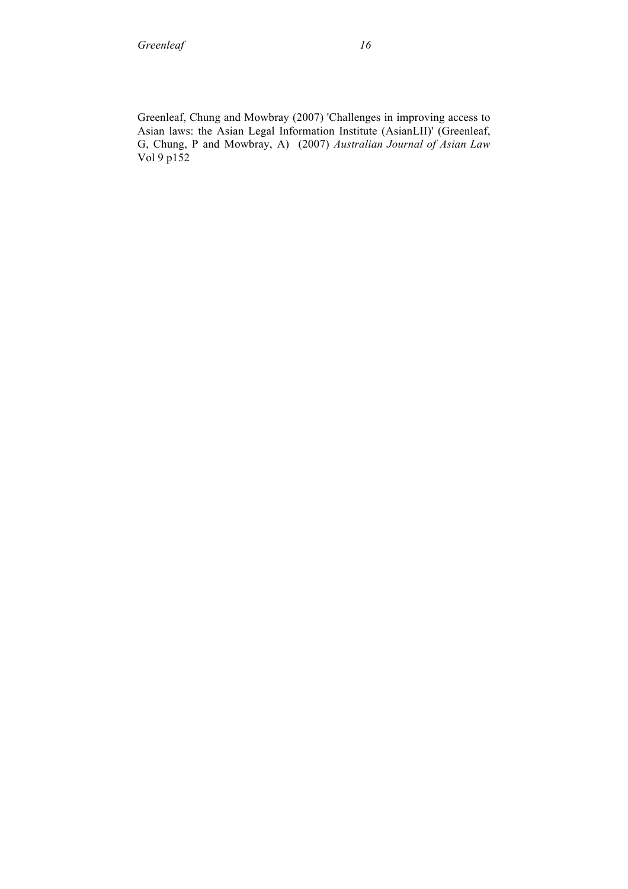Greenleaf, Chung and Mowbray (2007) 'Challenges in improving access to Asian laws: the Asian Legal Information Institute (AsianLII)' (Greenleaf, G, Chung, P and Mowbray, A) (2007) *Australian Journal of Asian Law* Vol 9 p152